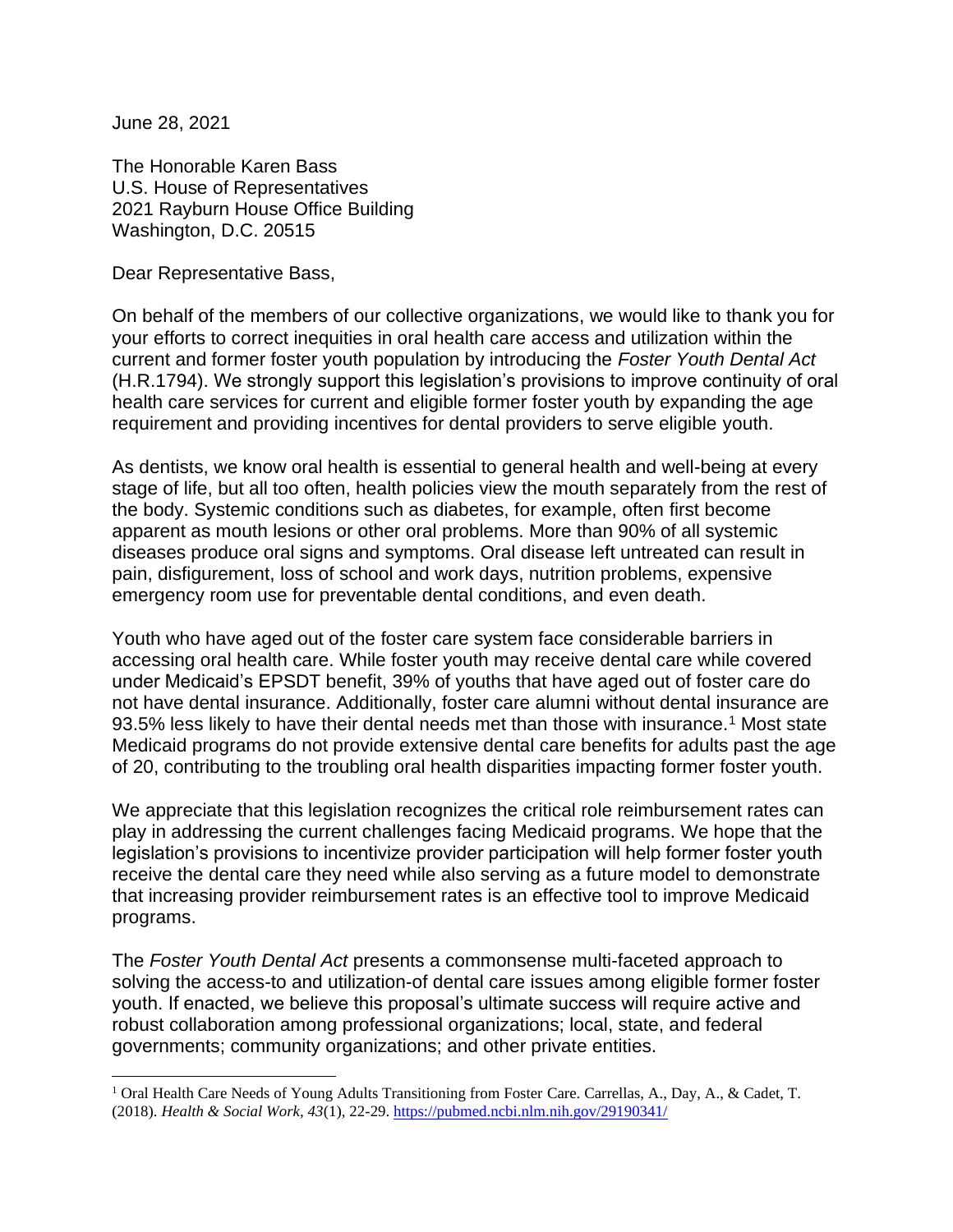June 28, 2021

The Honorable Karen Bass
U.S. House of Representatives
2021 Rayburn House Office Building
Washington, D.C. 20515

Dear Representative Bass,

On behalf of the members of our collective organizations, we would like to thank you for your efforts to correct inequities in oral health care access and utilization within the current and former foster youth population by introducing the *Foster Youth Dental Act* (H.R.1794). We strongly support this legislation's provisions to improve continuity of oral health care services for current and eligible former foster youth by expanding the age requirement and providing incentives for dental providers to serve eligible youth.

As dentists, we know oral health is essential to general health and well-being at every stage of life, but all too often, health policies view the mouth separately from the rest of the body. Systemic conditions such as diabetes, for example, often first become apparent as mouth lesions or other oral problems. More than 90% of all systemic diseases produce oral signs and symptoms. Oral disease left untreated can result in pain, disfigurement, loss of school and work days, nutrition problems, expensive emergency room use for preventable dental conditions, and even death.

Youth who have aged out of the foster care system face considerable barriers in accessing oral health care. While foster youth may receive dental care while covered under Medicaid's EPSDT benefit, 39% of youths that have aged out of foster care do not have dental insurance. Additionally, foster care alumni without dental insurance are 93.5% less likely to have their dental needs met than those with insurance.[1] Most state Medicaid programs do not provide extensive dental care benefits for adults past the age of 20, contributing to the troubling oral health disparities impacting former foster youth.

We appreciate that this legislation recognizes the critical role reimbursement rates can play in addressing the current challenges facing Medicaid programs. We hope that the legislation's provisions to incentivize provider participation will help former foster youth receive the dental care they need while also serving as a future model to demonstrate that increasing provider reimbursement rates is an effective tool to improve Medicaid programs.

The *Foster Youth Dental Act* presents a commonsense multi-faceted approach to solving the access-to and utilization-of dental care issues among eligible former foster youth. If enacted, we believe this proposal's ultimate success will require active and robust collaboration among professional organizations; local, state, and federal governments; community organizations; and other private entities.

---

[1] Oral Health Care Needs of Young Adults Transitioning from Foster Care. Carrellas, A., Day, A., & Cadet, T. (2018). *Health & Social Work, 43*(1), 22-29. https://pubmed.ncbi.nlm.nih.gov/29190341/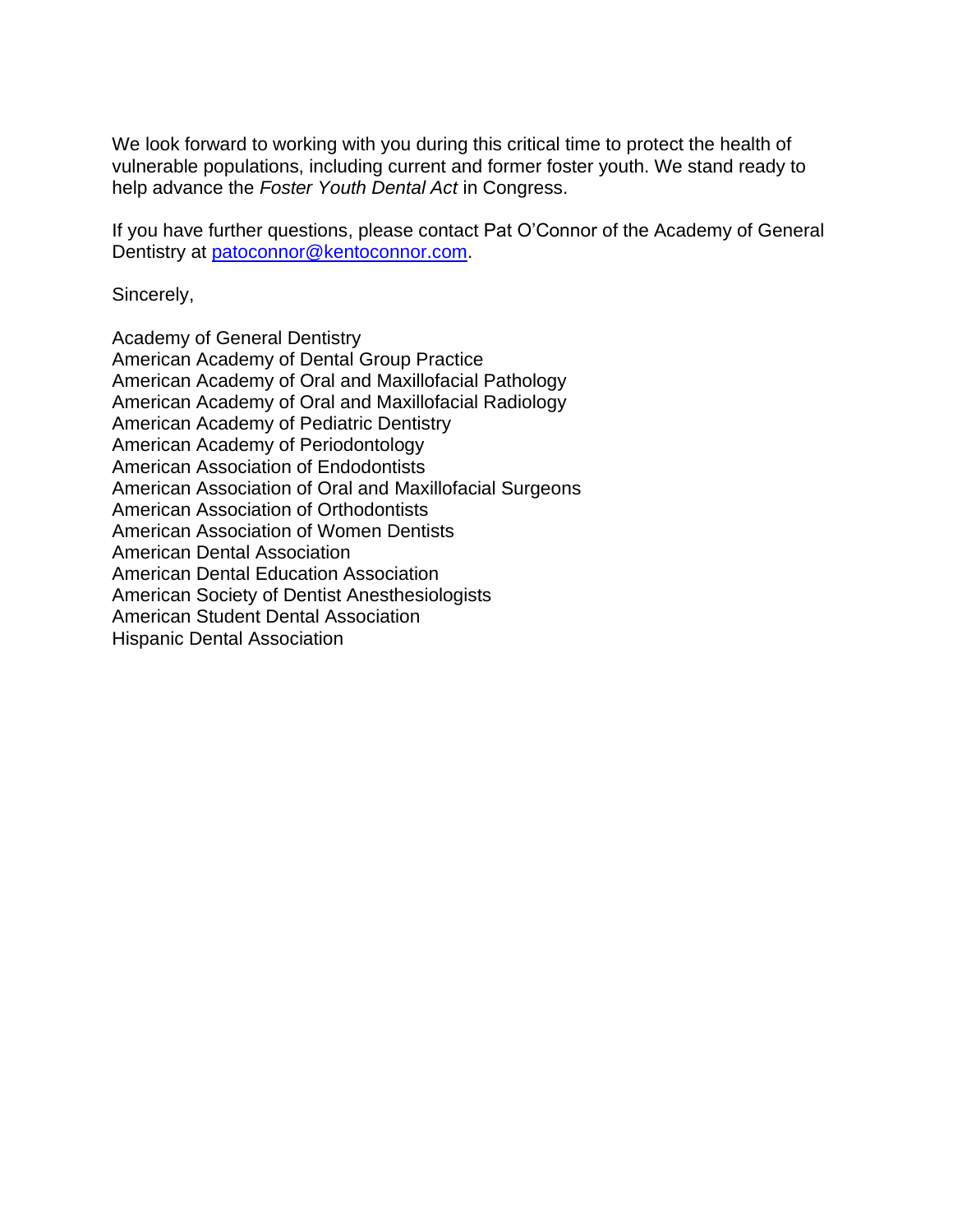We look forward to working with you during this critical time to protect the health of vulnerable populations, including current and former foster youth. We stand ready to help advance the *Foster Youth Dental Act* in Congress.

If you have further questions, please contact Pat O'Connor of the Academy of General Dentistry at patoconnor@kentoconnor.com.

Sincerely,

Academy of General Dentistry
American Academy of Dental Group Practice
American Academy of Oral and Maxillofacial Pathology
American Academy of Oral and Maxillofacial Radiology
American Academy of Pediatric Dentistry
American Academy of Periodontology
American Association of Endodontists
American Association of Oral and Maxillofacial Surgeons
American Association of Orthodontists
American Association of Women Dentists
American Dental Association
American Dental Education Association
American Society of Dentist Anesthesiologists
American Student Dental Association
Hispanic Dental Association